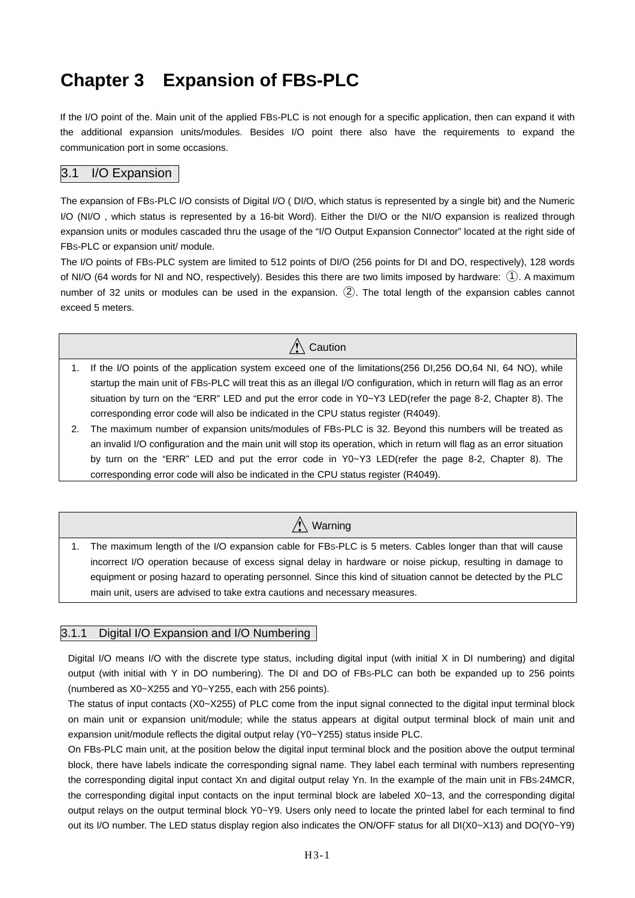# Chapter 3　Expansion of FBS-PLC

If the I/O point of the. Main unit of the applied FBS-PLC is not enough for a specific application, then can expand it with the additional expansion units/modules. Besides I/O point there also have the requirements to expand the communication port in some occasions.

## 3.1　I/O Expansion

The expansion of FBS-PLC I/O consists of Digital I/O ( DI/O, which status is represented by a single bit) and the Numeric I/O (NI/O , which status is represented by a 16-bit Word). Either the DI/O or the NI/O expansion is realized through expansion units or modules cascaded thru the usage of the "I/O Output Expansion Connector" located at the right side of FBS-PLC or expansion unit/ module.

The I/O points of FBS-PLC system are limited to 512 points of DI/O (256 points for DI and DO, respectively), 128 words of NI/O (64 words for NI and NO, respectively). Besides this there are two limits imposed by hardware: ①. A maximum number of 32 units or modules can be used in the expansion. ②. The total length of the expansion cables cannot exceed 5 meters.

| ⚠ Caution |
|---|
| 1. If the I/O points of the application system exceed one of the limitations(256 DI,256 DO,64 NI, 64 NO), while startup the main unit of FBS-PLC will treat this as an illegal I/O configuration, which in return will flag as an error situation by turn on the "ERR" LED and put the error code in Y0~Y3 LED(refer the page 8-2, Chapter 8). The corresponding error code will also be indicated in the CPU status register (R4049).<br>2. The maximum number of expansion units/modules of FBS-PLC is 32. Beyond this numbers will be treated as an invalid I/O configuration and the main unit will stop its operation, which in return will flag as an error situation by turn on the "ERR" LED and put the error code in Y0~Y3 LED(refer the page 8-2, Chapter 8). The corresponding error code will also be indicated in the CPU status register (R4049). |

| ⚠ Warning |
|---|
| 1. The maximum length of the I/O expansion cable for FBS-PLC is 5 meters. Cables longer than that will cause incorrect I/O operation because of excess signal delay in hardware or noise pickup, resulting in damage to equipment or posing hazard to operating personnel. Since this kind of situation cannot be detected by the PLC main unit, users are advised to take extra cautions and necessary measures. |

### 3.1.1　Digital I/O Expansion and I/O Numbering

Digital I/O means I/O with the discrete type status, including digital input (with initial X in DI numbering) and digital output (with initial with Y in DO numbering). The DI and DO of FBS-PLC can both be expanded up to 256 points (numbered as X0~X255 and Y0~Y255, each with 256 points).

The status of input contacts (X0~X255) of PLC come from the input signal connected to the digital input terminal block on main unit or expansion unit/module; while the status appears at digital output terminal block of main unit and expansion unit/module reflects the digital output relay (Y0~Y255) status inside PLC.

On FBs-PLC main unit, at the position below the digital input terminal block and the position above the output terminal block, there have labels indicate the corresponding signal name. They label each terminal with numbers representing the corresponding digital input contact Xn and digital output relay Yn. In the example of the main unit in FBS-24MCR, the corresponding digital input contacts on the input terminal block are labeled X0~13, and the corresponding digital output relays on the output terminal block Y0~Y9. Users only need to locate the printed label for each terminal to find out its I/O number. The LED status display region also indicates the ON/OFF status for all DI(X0~X13) and DO(Y0~Y9)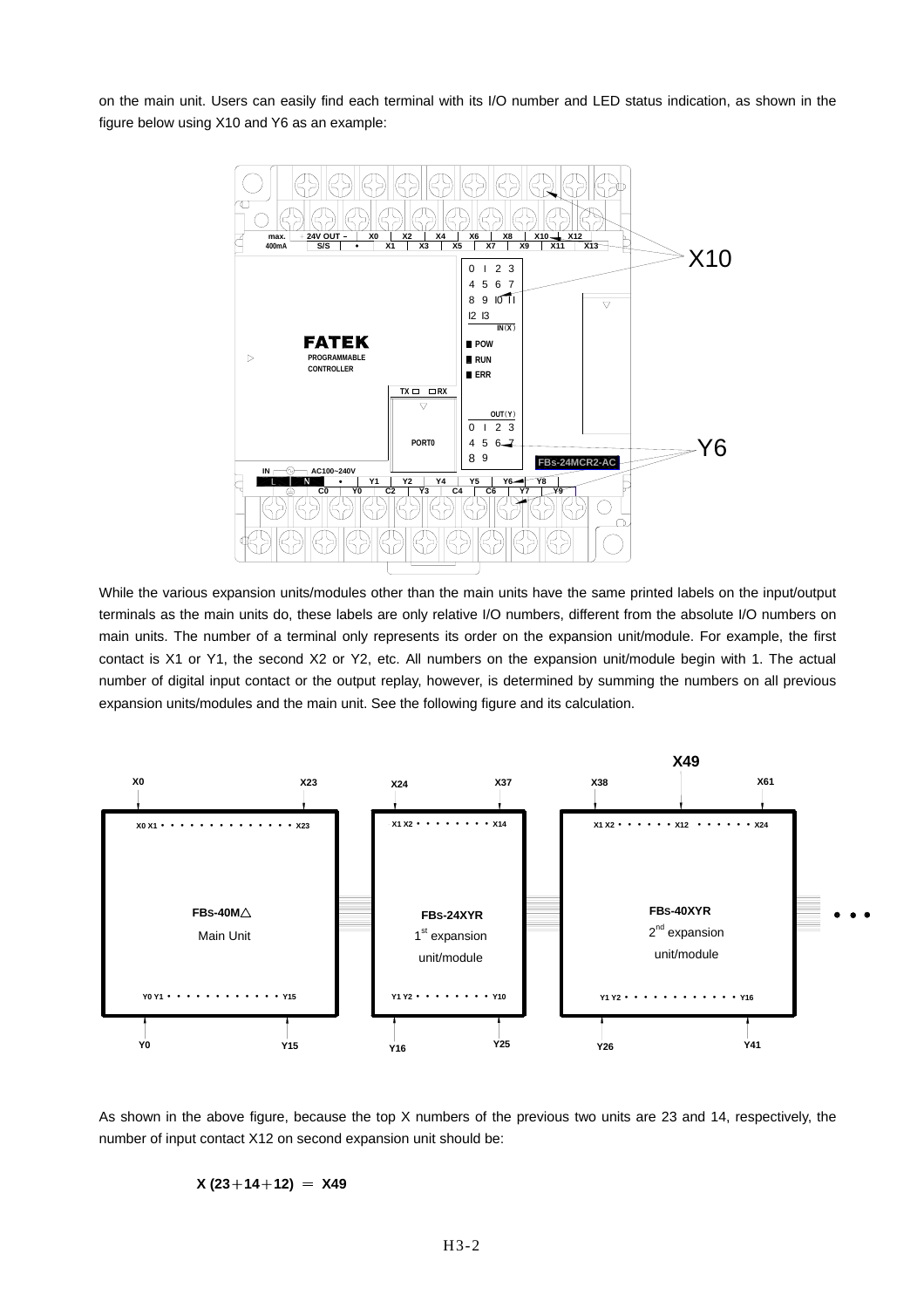on the main unit. Users can easily find each terminal with its I/O number and LED status indication, as shown in the figure below using X10 and Y6 as an example:

While the various expansion units/modules other than the main units have the same printed labels on the input/output terminals as the main units do, these labels are only relative I/O numbers, different from the absolute I/O numbers on main units. The number of a terminal only represents its order on the expansion unit/module. For example, the first contact is X1 or Y1, the second X2 or Y2, etc. All numbers on the expansion unit/module begin with 1. The actual number of digital input contact or the output replay, however, is determined by summing the numbers on all previous expansion units/modules and the main unit. See the following figure and its calculation.

As shown in the above figure, because the top X numbers of the previous two units are 23 and 14, respectively, the number of input contact X12 on second expansion unit should be:

**X (23＋14＋12) ＝ X49**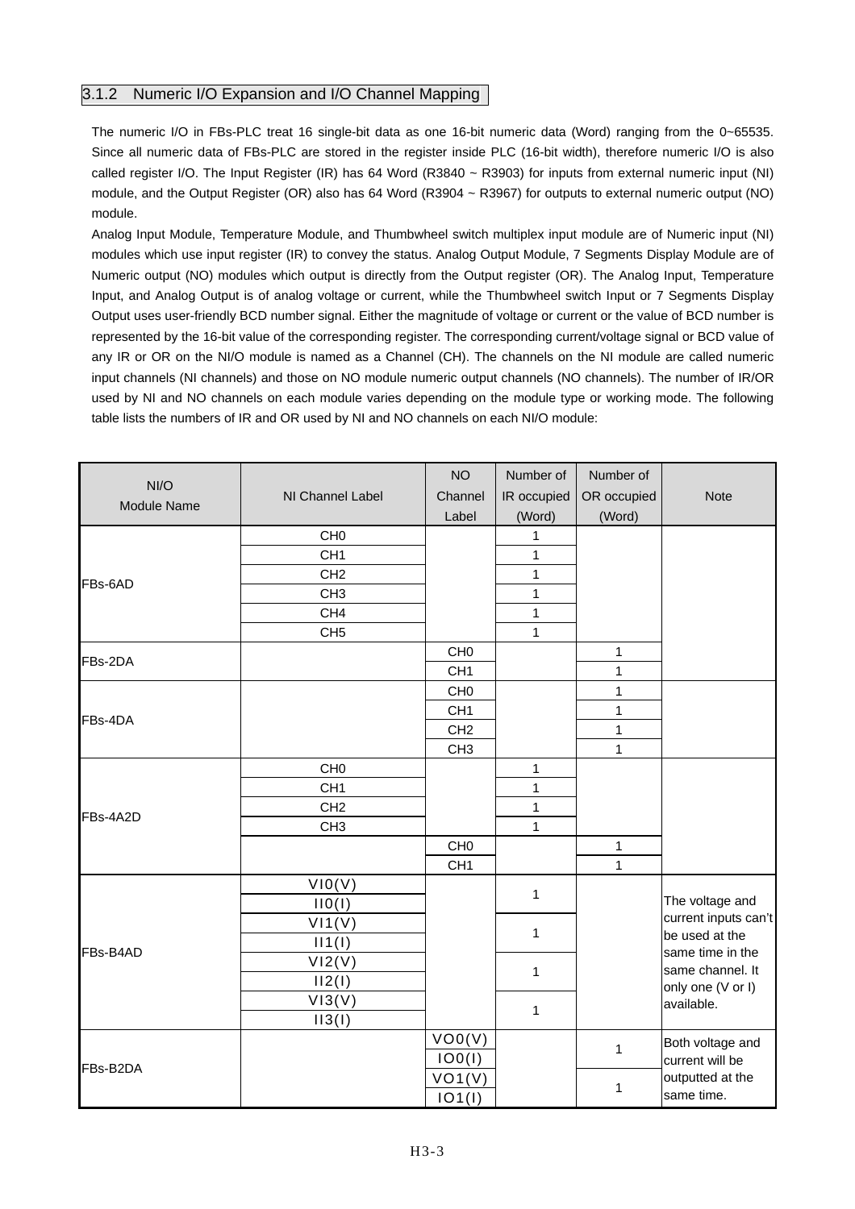### 3.1.2 Numeric I/O Expansion and I/O Channel Mapping

The numeric I/O in FBs-PLC treat 16 single-bit data as one 16-bit numeric data (Word) ranging from the 0~65535. Since all numeric data of FBs-PLC are stored in the register inside PLC (16-bit width), therefore numeric I/O is also called register I/O. The Input Register (IR) has 64 Word (R3840 ~ R3903) for inputs from external numeric input (NI) module, and the Output Register (OR) also has 64 Word (R3904 ~ R3967) for outputs to external numeric output (NO) module.

Analog Input Module, Temperature Module, and Thumbwheel switch multiplex input module are of Numeric input (NI) modules which use input register (IR) to convey the status. Analog Output Module, 7 Segments Display Module are of Numeric output (NO) modules which output is directly from the Output register (OR). The Analog Input, Temperature Input, and Analog Output is of analog voltage or current, while the Thumbwheel switch Input or 7 Segments Display Output uses user-friendly BCD number signal. Either the magnitude of voltage or current or the value of BCD number is represented by the 16-bit value of the corresponding register. The corresponding current/voltage signal or BCD value of any IR or OR on the NI/O module is named as a Channel (CH). The channels on the NI module are called numeric input channels (NI channels) and those on NO module numeric output channels (NO channels). The number of IR/OR used by NI and NO channels on each module varies depending on the module type or working mode. The following table lists the numbers of IR and OR used by NI and NO channels on each NI/O module:

| NI/O Module Name | NI Channel Label | NO Channel Label | Number of IR occupied (Word) | Number of OR occupied (Word) | Note |
|---|---|---|---|---|---|
| FBs-6AD | CH0 | | 1 | | |
| | CH1 | | 1 | | |
| | CH2 | | 1 | | |
| | CH3 | | 1 | | |
| | CH4 | | 1 | | |
| | CH5 | | 1 | | |
| FBs-2DA | | CH0 | | 1 | |
| | | CH1 | | 1 | |
| FBs-4DA | | CH0 | | 1 | |
| | | CH1 | | 1 | |
| | | CH2 | | 1 | |
| | | CH3 | | 1 | |
| FBs-4A2D | CH0 | | 1 | | |
| | CH1 | | 1 | | |
| | CH2 | | 1 | | |
| | CH3 | | 1 | | |
| | | CH0 | | 1 | |
| | | CH1 | | 1 | |
| FBs-B4AD | VI0(V) / II0(I) | | 1 | | The voltage and current inputs can't be used at the same time in the same channel. It only one (V or I) available. |
| | VI1(V) / II1(I) | | 1 | | |
| | VI2(V) / II2(I) | | 1 | | |
| | VI3(V) / II3(I) | | 1 | | |
| FBs-B2DA | | VO0(V) / IO0(I) | | 1 | Both voltage and current will be outputted at the same time. |
| | | VO1(V) / IO1(I) | | 1 | |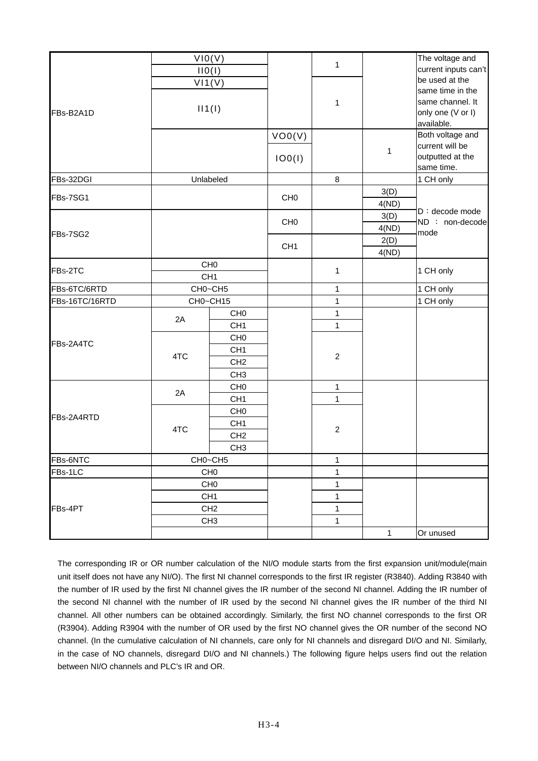| | | | | | | |
|---|---|---|---|---|---|---|
| FBs-B2A1D | VI0(V) | | | 1 | | The voltage and current inputs can't be used at the same time in the same channel. It only one (V or I) available. |
| | II0(I) | | | | | |
| | VI1(V) | | | 1 | | |
| | II1(I) | | | | | |
| | | | VO0(V) | | 1 | Both voltage and current will be outputted at the same time. |
| | | | IO0(I) | | | |
| FBs-32DGI | Unlabeled | | | 8 | | 1 CH only |
| FBs-7SG1 | | | CH0 | | 3(D) | D：decode mode ND ： non-decode mode |
| | | | | | 4(ND) | |
| FBs-7SG2 | | | CH0 | | 3(D) | |
| | | | | | 4(ND) | |
| | | | CH1 | | 2(D) | |
| | | | | | 4(ND) | |
| FBs-2TC | CH0 | | | 1 | | 1 CH only |
| | CH1 | | | | | |
| FBs-6TC/6RTD | CH0~CH5 | | | 1 | | 1 CH only |
| FBs-16TC/16RTD | CH0~CH15 | | | 1 | | 1 CH only |
| FBs-2A4TC | 2A | CH0 | | 1 | | |
| | | CH1 | | 1 | | |
| | 4TC | CH0 | | 2 | | |
| | | CH1 | | | | |
| | | CH2 | | | | |
| | | CH3 | | | | |
| FBs-2A4RTD | 2A | CH0 | | 1 | | |
| | | CH1 | | 1 | | |
| | 4TC | CH0 | | 2 | | |
| | | CH1 | | | | |
| | | CH2 | | | | |
| | | CH3 | | | | |
| FBs-6NTC | CH0~CH5 | | | 1 | | |
| FBs-1LC | CH0 | | | 1 | | |
| FBs-4PT | CH0 | | | 1 | | |
| | CH1 | | | 1 | | |
| | CH2 | | | 1 | | |
| | CH3 | | | 1 | | |
| | | | | | 1 | Or unused |

The corresponding IR or OR number calculation of the NI/O module starts from the first expansion unit/module(main unit itself does not have any NI/O). The first NI channel corresponds to the first IR register (R3840). Adding R3840 with the number of IR used by the first NI channel gives the IR number of the second NI channel. Adding the IR number of the second NI channel with the number of IR used by the second NI channel gives the IR number of the third NI channel. All other numbers can be obtained accordingly. Similarly, the first NO channel corresponds to the first OR (R3904). Adding R3904 with the number of OR used by the first NO channel gives the OR number of the second NO channel. (In the cumulative calculation of NI channels, care only for NI channels and disregard DI/O and NI. Similarly, in the case of NO channels, disregard DI/O and NI channels.) The following figure helps users find out the relation between NI/O channels and PLC's IR and OR.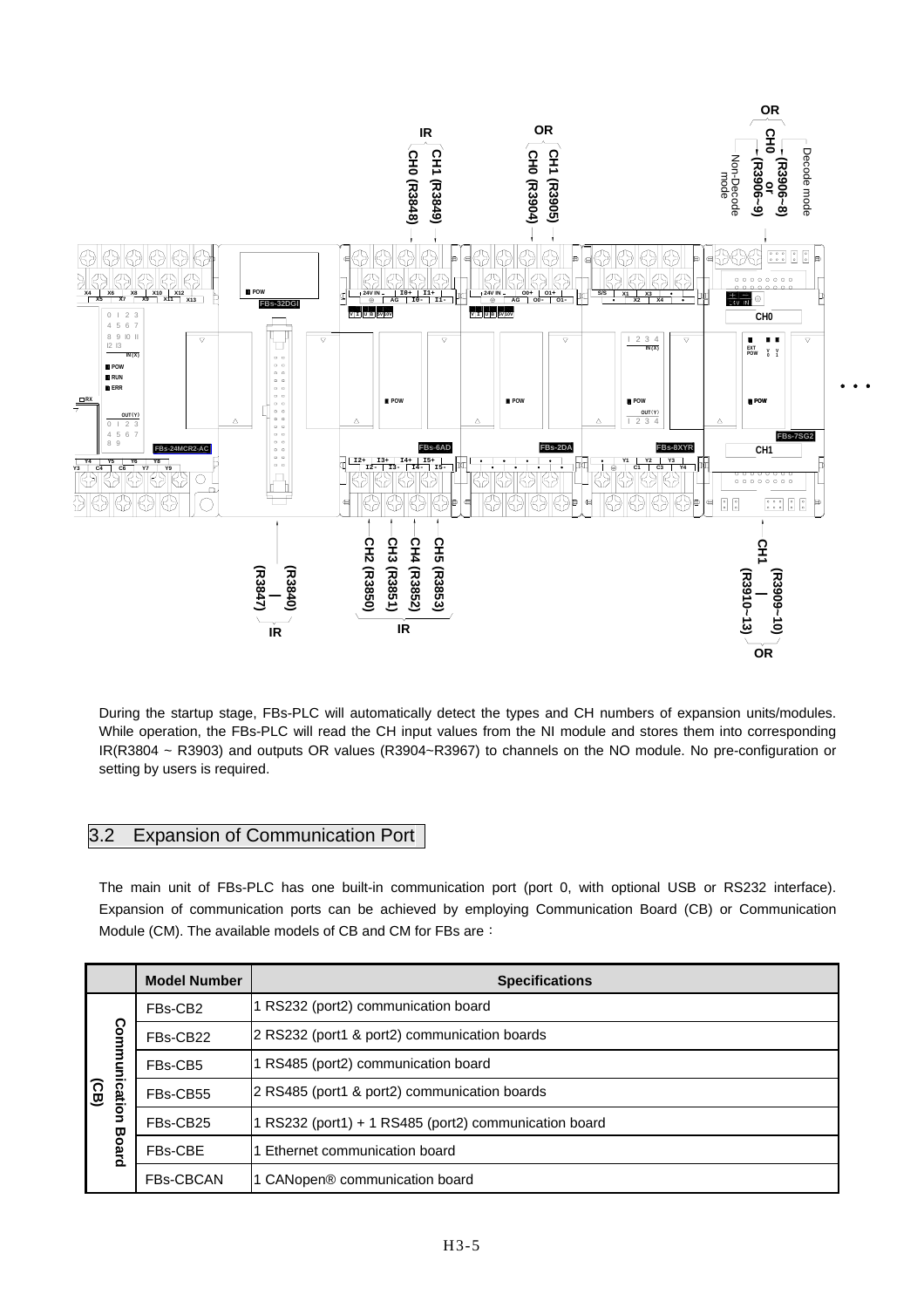During the startup stage, FBs-PLC will automatically detect the types and CH numbers of expansion units/modules. While operation, the FBs-PLC will read the CH input values from the NI module and stores them into corresponding IR(R3804 ~ R3903) and outputs OR values (R3904~R3967) to channels on the NO module. No pre-configuration or setting by users is required.

## 3.2 Expansion of Communication Port

The main unit of FBs-PLC has one built-in communication port (port 0, with optional USB or RS232 interface). Expansion of communication ports can be achieved by employing Communication Board (CB) or Communication Module (CM). The available models of CB and CM for FBs are：

| | Model Number | Specifications |
|---|---|---|
| Communication Board (CB) | FBs-CB2 | 1 RS232 (port2) communication board |
| | FBs-CB22 | 2 RS232 (port1 & port2) communication boards |
| | FBs-CB5 | 1 RS485 (port2) communication board |
| | FBs-CB55 | 2 RS485 (port1 & port2) communication boards |
| | FBs-CB25 | 1 RS232 (port1) + 1 RS485 (port2) communication board |
| | FBs-CBE | 1 Ethernet communication board |
| | FBs-CBCAN | 1 CANopen® communication board |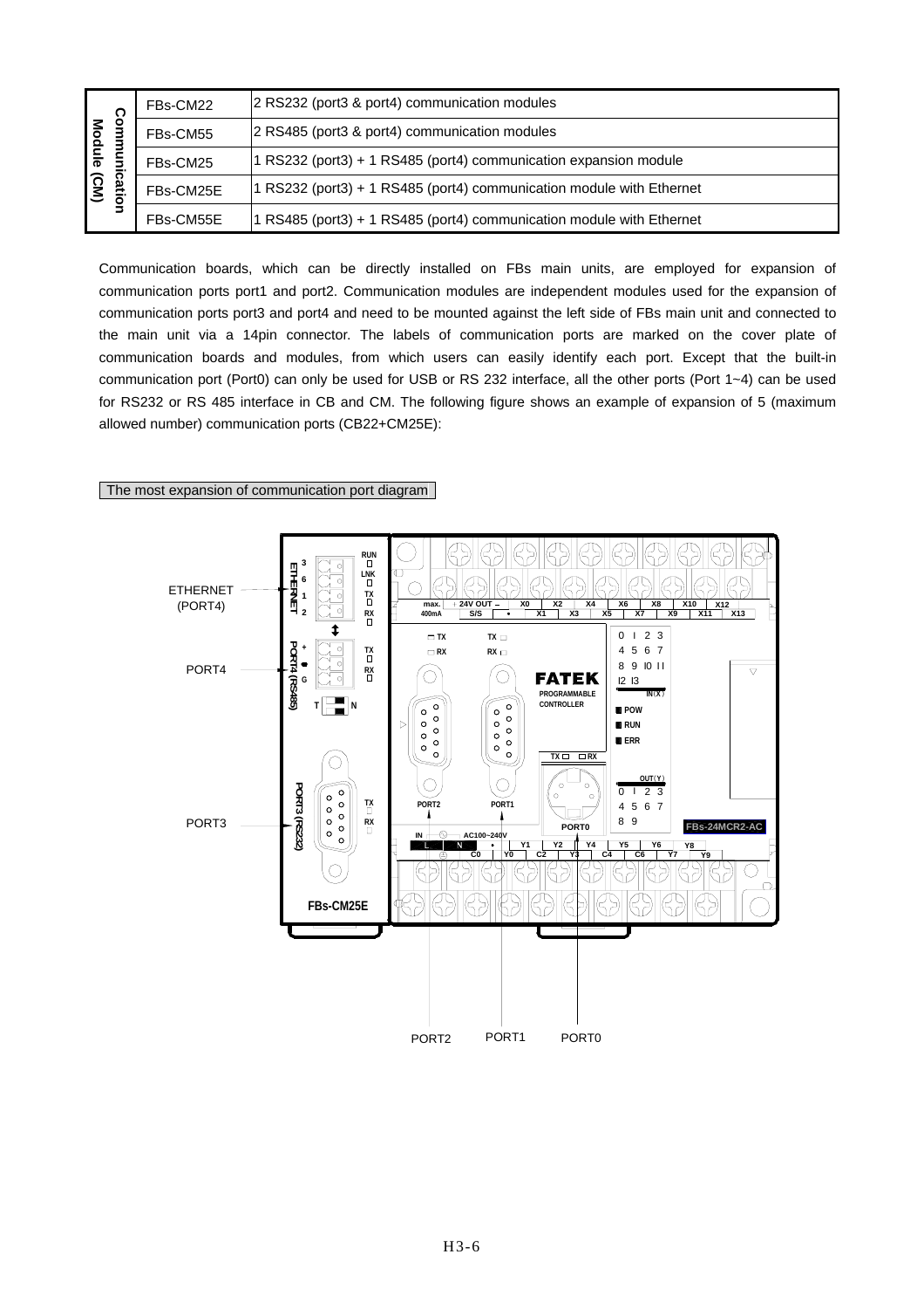| | | |
|---|---|---|
| Communication Module (CM) | FBs-CM22 | 2 RS232 (port3 & port4) communication modules |
| | FBs-CM55 | 2 RS485 (port3 & port4) communication modules |
| | FBs-CM25 | 1 RS232 (port3) + 1 RS485 (port4) communication expansion module |
| | FBs-CM25E | 1 RS232 (port3) + 1 RS485 (port4) communication module with Ethernet |
| | FBs-CM55E | 1 RS485 (port3) + 1 RS485 (port4) communication module with Ethernet |

Communication boards, which can be directly installed on FBs main units, are employed for expansion of communication ports port1 and port2. Communication modules are independent modules used for the expansion of communication ports port3 and port4 and need to be mounted against the left side of FBs main unit and connected to the main unit via a 14pin connector. The labels of communication ports are marked on the cover plate of communication boards and modules, from which users can easily identify each port. Except that the built-in communication port (Port0) can only be used for USB or RS 232 interface, all the other ports (Port 1~4) can be used for RS232 or RS 485 interface in CB and CM. The following figure shows an example of expansion of 5 (maximum allowed number) communication ports (CB22+CM25E):

The most expansion of communication port diagram

ETHERNET (PORT4)

PORT4

PORT3

FBs-CM25E

FATEK PROGRAMMABLE CONTROLLER

FBs-24MCR2-AC

PORT2 PORT1 PORT0